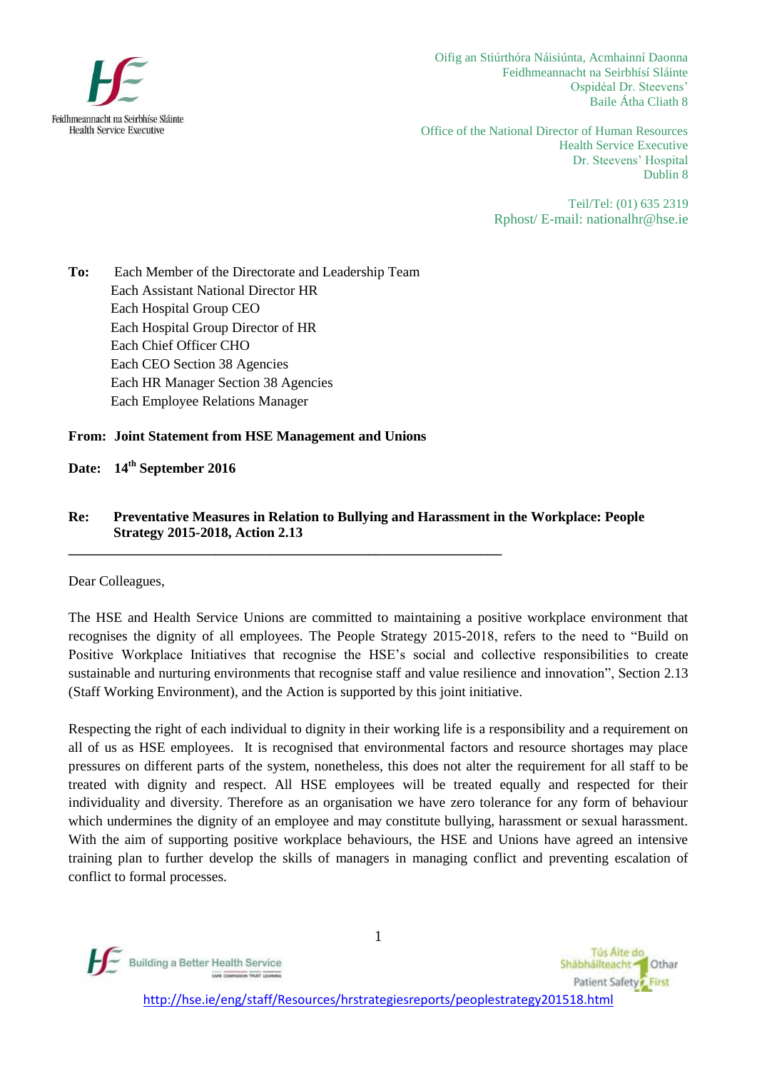Feidhmeannacht na Seirbhíse Sláinte
Health Service Executive

Oifig an Stiúrthóra Náisiúnta, Acmhainní Daonna
Feidhmeannacht na Seirbhísí Sláinte
Ospidéal Dr. Steevens'
Baile Átha Cliath 8

Office of the National Director of Human Resources
Health Service Executive
Dr. Steevens' Hospital
Dublin 8

Teil/Tel: (01) 635 2319
Rphost/ E-mail: nationalhr@hse.ie

**To:** Each Member of the Directorate and Leadership Team
Each Assistant National Director HR
Each Hospital Group CEO
Each Hospital Group Director of HR
Each Chief Officer CHO
Each CEO Section 38 Agencies
Each HR Manager Section 38 Agencies
Each Employee Relations Manager

**From: Joint Statement from HSE Management and Unions**

**Date: 14th September 2016**

**Re: Preventative Measures in Relation to Bullying and Harassment in the Workplace: People Strategy 2015-2018, Action 2.13**

---

Dear Colleagues,

The HSE and Health Service Unions are committed to maintaining a positive workplace environment that recognises the dignity of all employees. The People Strategy 2015-2018, refers to the need to "Build on Positive Workplace Initiatives that recognise the HSE's social and collective responsibilities to create sustainable and nurturing environments that recognise staff and value resilience and innovation", Section 2.13 (Staff Working Environment), and the Action is supported by this joint initiative.

Respecting the right of each individual to dignity in their working life is a responsibility and a requirement on all of us as HSE employees. It is recognised that environmental factors and resource shortages may place pressures on different parts of the system, nonetheless, this does not alter the requirement for all staff to be treated with dignity and respect. All HSE employees will be treated equally and respected for their individuality and diversity. Therefore as an organisation we have zero tolerance for any form of behaviour which undermines the dignity of an employee and may constitute bullying, harassment or sexual harassment. With the aim of supporting positive workplace behaviours, the HSE and Unions have agreed an intensive training plan to further develop the skills of managers in managing conflict and preventing escalation of conflict to formal processes.

Building a Better Health Service

Tús Áite do Shábháilteacht Othar
Patient Safety First

http://hse.ie/eng/staff/Resources/hrstrategiesreports/peoplestrategy201518.html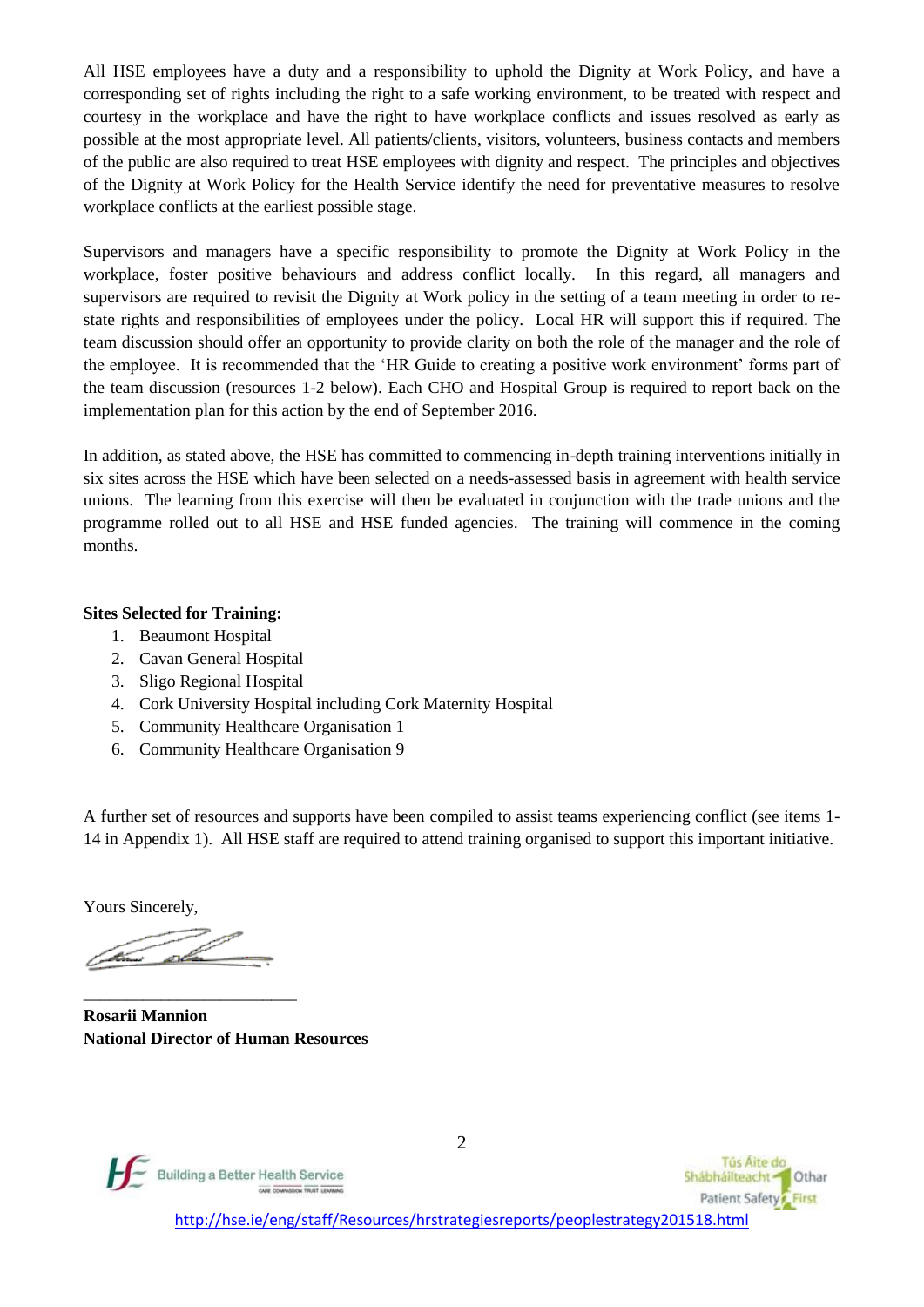All HSE employees have a duty and a responsibility to uphold the Dignity at Work Policy, and have a corresponding set of rights including the right to a safe working environment, to be treated with respect and courtesy in the workplace and have the right to have workplace conflicts and issues resolved as early as possible at the most appropriate level. All patients/clients, visitors, volunteers, business contacts and members of the public are also required to treat HSE employees with dignity and respect. The principles and objectives of the Dignity at Work Policy for the Health Service identify the need for preventative measures to resolve workplace conflicts at the earliest possible stage.

Supervisors and managers have a specific responsibility to promote the Dignity at Work Policy in the workplace, foster positive behaviours and address conflict locally. In this regard, all managers and supervisors are required to revisit the Dignity at Work policy in the setting of a team meeting in order to re-state rights and responsibilities of employees under the policy. Local HR will support this if required. The team discussion should offer an opportunity to provide clarity on both the role of the manager and the role of the employee. It is recommended that the 'HR Guide to creating a positive work environment' forms part of the team discussion (resources 1-2 below). Each CHO and Hospital Group is required to report back on the implementation plan for this action by the end of September 2016.

In addition, as stated above, the HSE has committed to commencing in-depth training interventions initially in six sites across the HSE which have been selected on a needs-assessed basis in agreement with health service unions. The learning from this exercise will then be evaluated in conjunction with the trade unions and the programme rolled out to all HSE and HSE funded agencies. The training will commence in the coming months.

**Sites Selected for Training:**

1. Beaumont Hospital
2. Cavan General Hospital
3. Sligo Regional Hospital
4. Cork University Hospital including Cork Maternity Hospital
5. Community Healthcare Organisation 1
6. Community Healthcare Organisation 9

A further set of resources and supports have been compiled to assist teams experiencing conflict (see items 1-14 in Appendix 1). All HSE staff are required to attend training organised to support this important initiative.

Yours Sincerely,

\_\_\_\_\_\_\_\_\_\_\_\_\_\_\_\_\_\_\_\_\_\_\_\_\_

**Rosarii Mannion**
**National Director of Human Resources**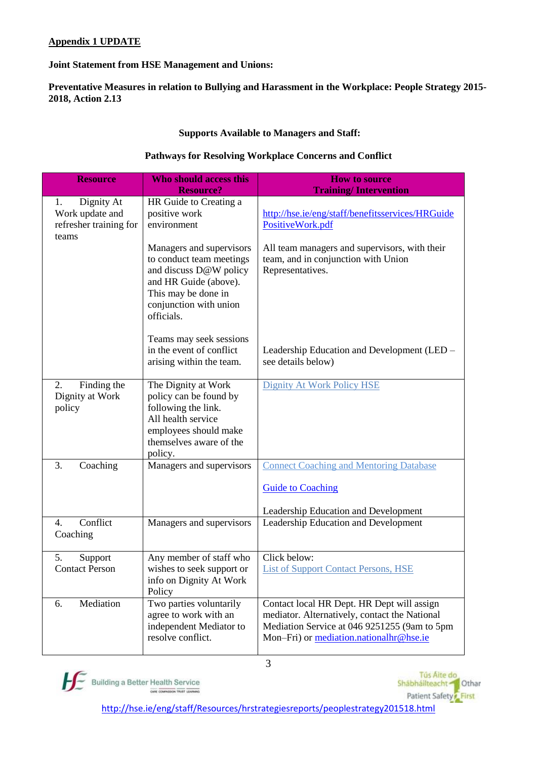**Appendix 1 UPDATE**

**Joint Statement from HSE Management and Unions:**

**Preventative Measures in relation to Bullying and Harassment in the Workplace: People Strategy 2015-2018, Action 2.13**

**Supports Available to Managers and Staff:**

**Pathways for Resolving Workplace Concerns and Conflict**

| Resource | Who should access this Resource? | How to source Training/ Intervention |
|---|---|---|
| 1. Dignity At Work update and refresher training for teams | HR Guide to Creating a positive work environment<br><br>Managers and supervisors to conduct team meetings and discuss D@W policy and HR Guide (above). This may be done in conjunction with union officials.<br><br>Teams may seek sessions in the event of conflict arising within the team. | http://hse.ie/eng/staff/benefitsservices/HRGuidePositiveWork.pdf<br><br>All team managers and supervisors, with their team, and in conjunction with Union Representatives.<br><br>Leadership Education and Development (LED – see details below) |
| 2. Finding the Dignity at Work policy | The Dignity at Work policy can be found by following the link. All health service employees should make themselves aware of the policy. | Dignity At Work Policy HSE |
| 3. Coaching | Managers and supervisors | Connect Coaching and Mentoring Database<br><br>Guide to Coaching<br><br>Leadership Education and Development |
| 4. Conflict Coaching | Managers and supervisors | Leadership Education and Development |
| 5. Support Contact Person | Any member of staff who wishes to seek support or info on Dignity At Work Policy | Click below:<br>List of Support Contact Persons, HSE |
| 6. Mediation | Two parties voluntarily agree to work with an independent Mediator to resolve conflict. | Contact local HR Dept. HR Dept will assign mediator. Alternatively, contact the National Mediation Service at 046 9251255 (9am to 5pm Mon–Fri) or mediation.nationalhr@hse.ie |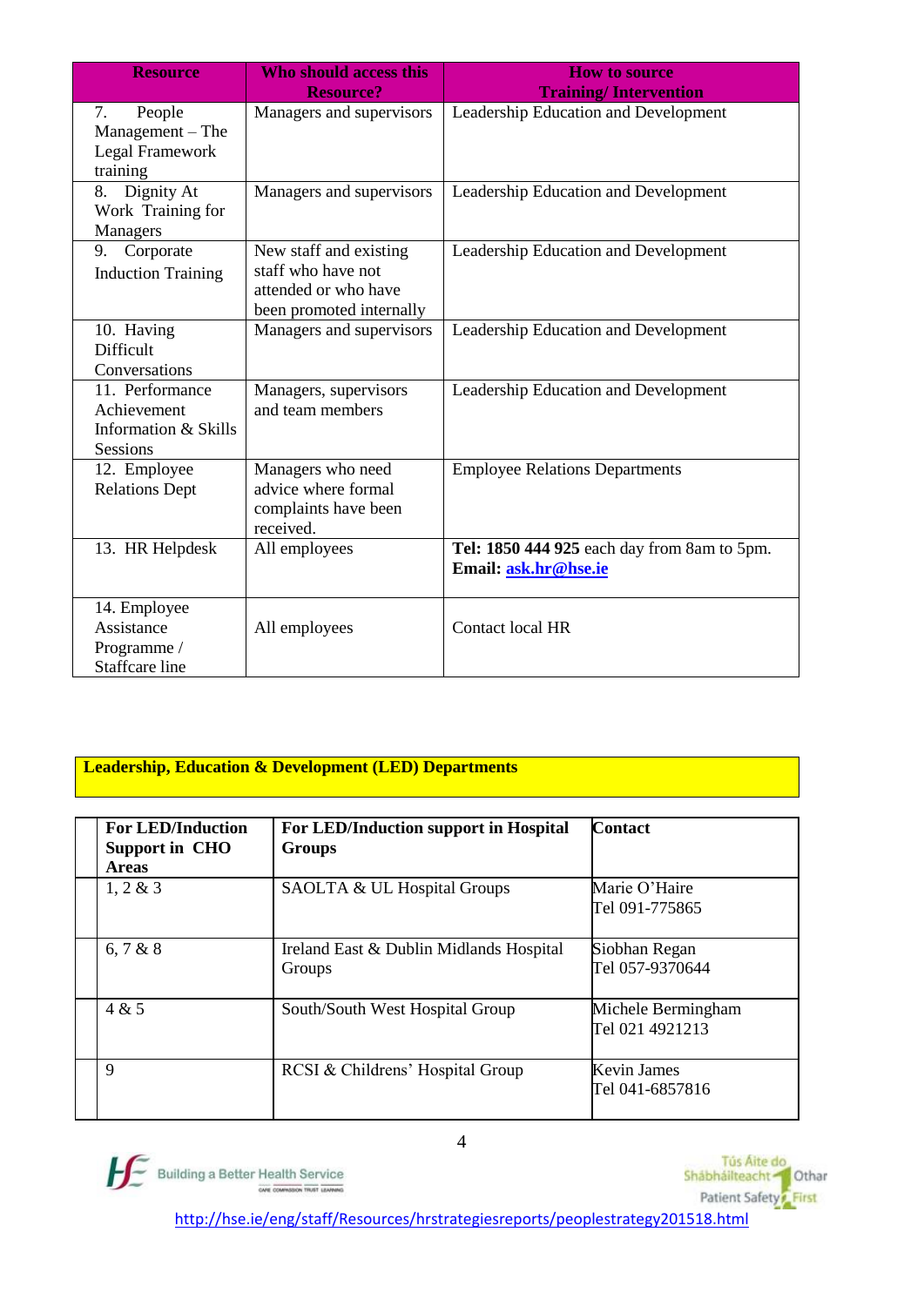| Resource | Who should access this Resource? | How to source Training/ Intervention |
|---|---|---|
| 7. People Management – The Legal Framework training | Managers and supervisors | Leadership Education and Development |
| 8. Dignity At Work Training for Managers | Managers and supervisors | Leadership Education and Development |
| 9. Corporate Induction Training | New staff and existing staff who have not attended or who have been promoted internally | Leadership Education and Development |
| 10. Having Difficult Conversations | Managers and supervisors | Leadership Education and Development |
| 11. Performance Achievement Information & Skills Sessions | Managers, supervisors and team members | Leadership Education and Development |
| 12. Employee Relations Dept | Managers who need advice where formal complaints have been received. | Employee Relations Departments |
| 13. HR Helpdesk | All employees | **Tel: 1850 444 925** each day from 8am to 5pm. **Email:** [ask.hr@hse.ie](mailto:ask.hr@hse.ie) |
| 14. Employee Assistance Programme / Staffcare line | All employees | Contact local HR |

**Leadership, Education & Development (LED) Departments**

| For LED/Induction Support in CHO Areas | For LED/Induction support in Hospital Groups | Contact |
|---|---|---|
| 1, 2 & 3 | SAOLTA & UL Hospital Groups | Marie O'Haire Tel 091-775865 |
| 6, 7 & 8 | Ireland East & Dublin Midlands Hospital Groups | Siobhan Regan Tel 057-9370644 |
| 4 & 5 | South/South West Hospital Group | Michele Bermingham Tel 021 4921213 |
| 9 | RCSI & Childrens' Hospital Group | Kevin James Tel 041-6857816 |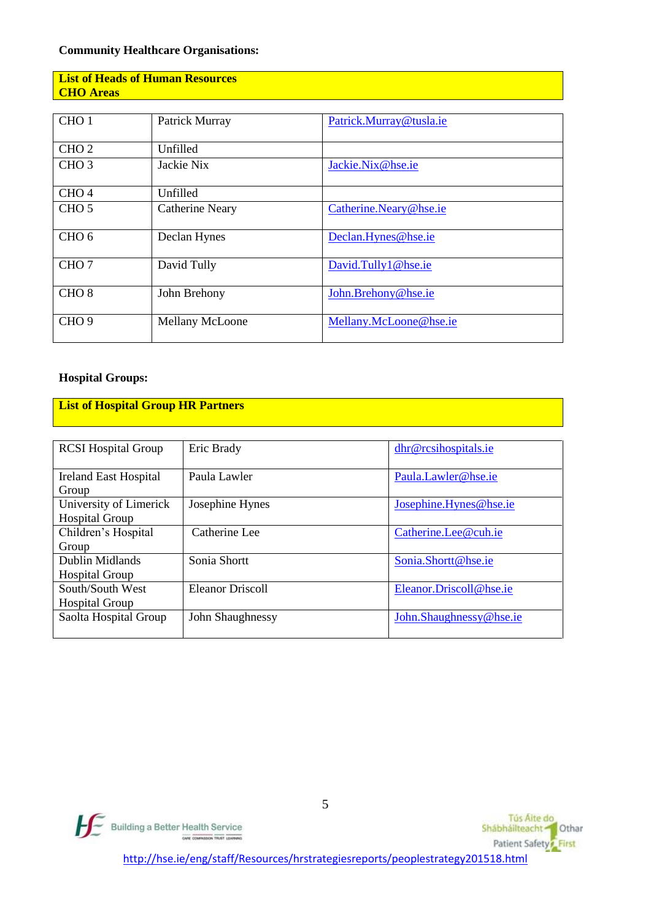**Community Healthcare Organisations:**

**List of Heads of Human Resources**
**CHO Areas**

| | | |
|---|---|---|
| CHO 1 | Patrick Murray | Patrick.Murray@tusla.ie |
| CHO 2 | Unfilled | |
| CHO 3 | Jackie Nix | Jackie.Nix@hse.ie |
| CHO 4 | Unfilled | |
| CHO 5 | Catherine Neary | Catherine.Neary@hse.ie |
| CHO 6 | Declan Hynes | Declan.Hynes@hse.ie |
| CHO 7 | David Tully | David.Tully1@hse.ie |
| CHO 8 | John Brehony | John.Brehony@hse.ie |
| CHO 9 | Mellany McLoone | Mellany.McLoone@hse.ie |

**Hospital Groups:**

**List of Hospital Group HR Partners**

| | | |
|---|---|---|
| RCSI Hospital Group | Eric Brady | dhr@rcsihospitals.ie |
| Ireland East Hospital Group | Paula Lawler | Paula.Lawler@hse.ie |
| University of Limerick Hospital Group | Josephine Hynes | Josephine.Hynes@hse.ie |
| Children's Hospital Group | Catherine Lee | Catherine.Lee@cuh.ie |
| Dublin Midlands Hospital Group | Sonia Shortt | Sonia.Shortt@hse.ie |
| South/South West Hospital Group | Eleanor Driscoll | Eleanor.Driscoll@hse.ie |
| Saolta Hospital Group | John Shaughnessy | John.Shaughnessy@hse.ie |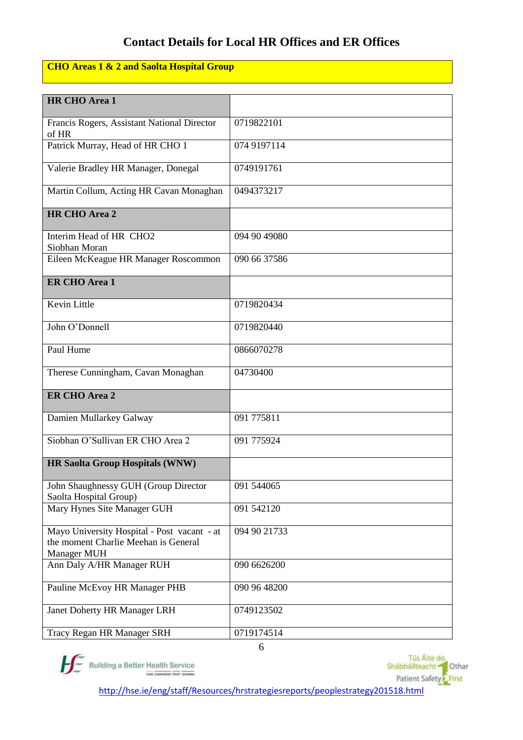# Contact Details for Local HR Offices and ER Offices

**CHO Areas 1 & 2 and Saolta Hospital Group**

| **HR CHO Area 1** | |
|---|---|
| Francis Rogers, Assistant National Director of HR | 0719822101 |
| Patrick Murray, Head of HR CHO 1 | 074 9197114 |
| Valerie Bradley HR Manager, Donegal | 0749191761 |
| Martin Collum, Acting HR Cavan Monaghan | 0494373217 |
| **HR CHO Area 2** | |
| Interim Head of HR CHO2 Siobhan Moran | 094 90 49080 |
| Eileen McKeague HR Manager Roscommon | 090 66 37586 |
| **ER CHO Area 1** | |
| Kevin Little | 0719820434 |
| John O'Donnell | 0719820440 |
| Paul Hume | 0866070278 |
| Therese Cunningham, Cavan Monaghan | 04730400 |
| **ER CHO Area 2** | |
| Damien Mullarkey Galway | 091 775811 |
| Siobhan O'Sullivan ER CHO Area 2 | 091 775924 |
| **HR Saolta Group Hospitals (WNW)** | |
| John Shaughnessy GUH (Group Director Saolta Hospital Group) | 091 544065 |
| Mary Hynes Site Manager GUH | 091 542120 |
| Mayo University Hospital - Post vacant - at the moment Charlie Meehan is General Manager MUH | 094 90 21733 |
| Ann Daly A/HR Manager RUH | 090 6626200 |
| Pauline McEvoy HR Manager PHB | 090 96 48200 |
| Janet Doherty HR Manager LRH | 0749123502 |
| Tracy Regan HR Manager SRH | 0719174514 |

http://hse.ie/eng/staff/Resources/hrstrategiesreports/peoplestrategy201518.html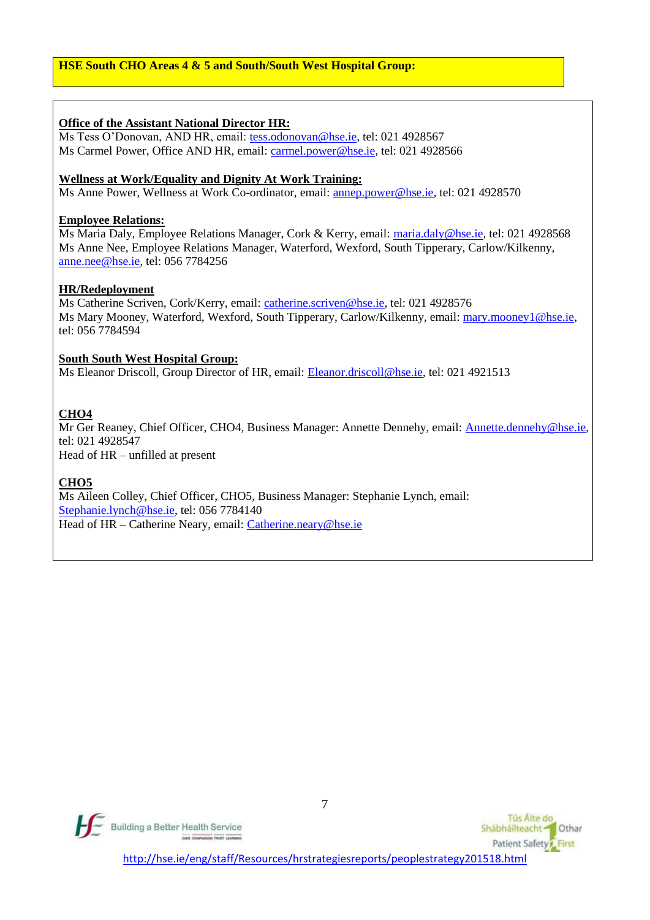**HSE South CHO Areas 4 & 5 and South/South West Hospital Group:**

**Office of the Assistant National Director HR:**
Ms Tess O'Donovan, AND HR, email: tess.odonovan@hse.ie, tel: 021 4928567
Ms Carmel Power, Office AND HR, email: carmel.power@hse.ie, tel: 021 4928566

**Wellness at Work/Equality and Dignity At Work Training:**
Ms Anne Power, Wellness at Work Co-ordinator, email: annep.power@hse.ie, tel: 021 4928570

**Employee Relations:**
Ms Maria Daly, Employee Relations Manager, Cork & Kerry, email: maria.daly@hse.ie, tel: 021 4928568
Ms Anne Nee, Employee Relations Manager, Waterford, Wexford, South Tipperary, Carlow/Kilkenny, anne.nee@hse.ie, tel: 056 7784256

**HR/Redeployment**
Ms Catherine Scriven, Cork/Kerry, email: catherine.scriven@hse.ie, tel: 021 4928576
Ms Mary Mooney, Waterford, Wexford, South Tipperary, Carlow/Kilkenny, email: mary.mooney1@hse.ie, tel: 056 7784594

**South South West Hospital Group:**
Ms Eleanor Driscoll, Group Director of HR, email: Eleanor.driscoll@hse.ie, tel: 021 4921513

**CHO4**
Mr Ger Reaney, Chief Officer, CHO4, Business Manager: Annette Dennehy, email: Annette.dennehy@hse.ie, tel: 021 4928547
Head of HR – unfilled at present

**CHO5**
Ms Aileen Colley, Chief Officer, CHO5, Business Manager: Stephanie Lynch, email: Stephanie.lynch@hse.ie, tel: 056 7784140
Head of HR – Catherine Neary, email: Catherine.neary@hse.ie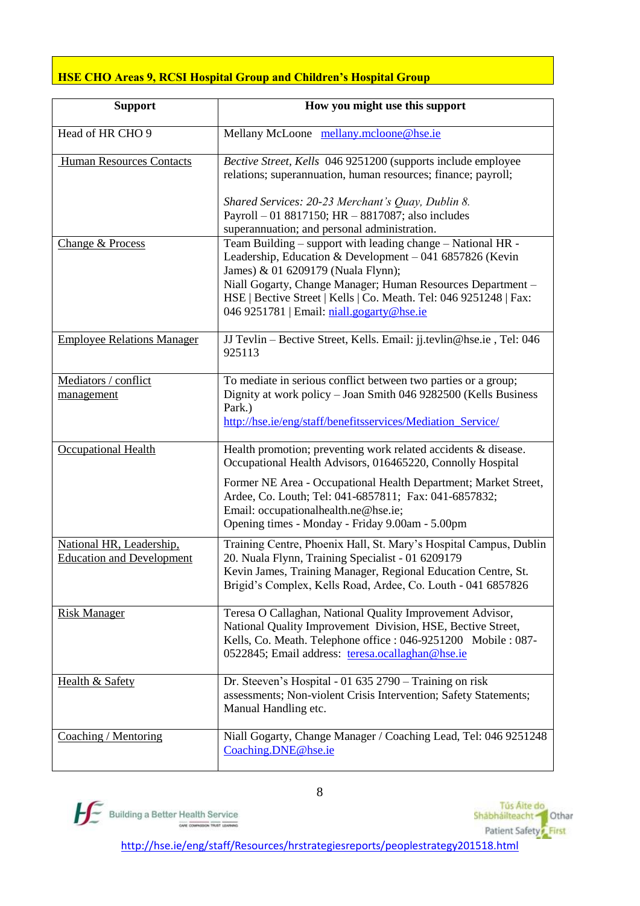**HSE CHO Areas 9, RCSI Hospital Group and Children's Hospital Group**

| Support | How you might use this support |
|---|---|
| Head of HR CHO 9 | Mellany McLoone mellany.mcloone@hse.ie |
| Human Resources Contacts | *Bective Street, Kells* 046 9251200 (supports include employee relations; superannuation, human resources; finance; payroll;<br><br>*Shared Services: 20-23 Merchant's Quay, Dublin 8.*<br>Payroll – 01 8817150; HR – 8817087; also includes superannuation; and personal administration. |
| Change & Process | Team Building – support with leading change – National HR - Leadership, Education & Development – 041 6857826 (Kevin James) & 01 6209179 (Nuala Flynn);<br>Niall Gogarty, Change Manager; Human Resources Department – HSE \| Bective Street \| Kells \| Co. Meath. Tel: 046 9251248 \| Fax: 046 9251781 \| Email: niall.gogarty@hse.ie |
| Employee Relations Manager | JJ Tevlin – Bective Street, Kells. Email: jj.tevlin@hse.ie , Tel: 046 925113 |
| Mediators / conflict management | To mediate in serious conflict between two parties or a group; Dignity at work policy – Joan Smith 046 9282500 (Kells Business Park.)<br>http://hse.ie/eng/staff/benefitsservices/Mediation_Service/ |
| Occupational Health | Health promotion; preventing work related accidents & disease. Occupational Health Advisors, 016465220, Connolly Hospital<br><br>Former NE Area - Occupational Health Department; Market Street, Ardee, Co. Louth; Tel: 041-6857811; Fax: 041-6857832;<br>Email: occupationalhealth.ne@hse.ie;<br>Opening times - Monday - Friday 9.00am - 5.00pm |
| National HR, Leadership, Education and Development | Training Centre, Phoenix Hall, St. Mary's Hospital Campus, Dublin 20. Nuala Flynn, Training Specialist - 01 6209179<br>Kevin James, Training Manager, Regional Education Centre, St. Brigid's Complex, Kells Road, Ardee, Co. Louth - 041 6857826 |
| Risk Manager | Teresa O Callaghan, National Quality Improvement Advisor, National Quality Improvement Division, HSE, Bective Street, Kells, Co. Meath. Telephone office : 046-9251200 Mobile : 087-0522845; Email address: teresa.ocallaghan@hse.ie |
| Health & Safety | Dr. Steeven's Hospital - 01 635 2790 – Training on risk assessments; Non-violent Crisis Intervention; Safety Statements; Manual Handling etc. |
| Coaching / Mentoring | Niall Gogarty, Change Manager / Coaching Lead, Tel: 046 9251248<br>Coaching.DNE@hse.ie |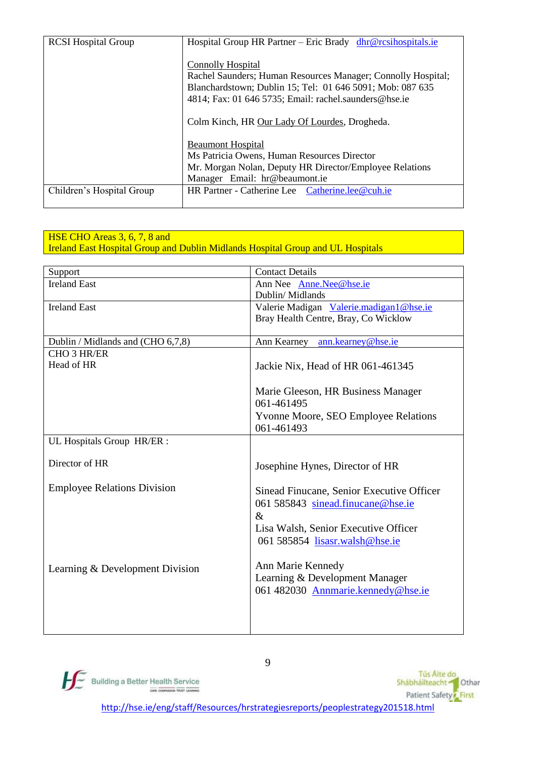| RCSI Hospital Group | Hospital Group HR Partner – Eric Brady dhr@rcsihospitals.ie<br><br>Connolly Hospital<br>Rachel Saunders; Human Resources Manager; Connolly Hospital; Blanchardstown; Dublin 15; Tel: 01 646 5091; Mob: 087 635 4814; Fax: 01 646 5735; Email: rachel.saunders@hse.ie<br><br>Colm Kinch, HR Our Lady Of Lourdes, Drogheda.<br><br>Beaumont Hospital<br>Ms Patricia Owens, Human Resources Director<br>Mr. Morgan Nolan, Deputy HR Director/Employee Relations Manager Email: hr@beaumont.ie |
|---|---|
| Children's Hospital Group | HR Partner - Catherine Lee Catherine.lee@cuh.ie |

**HSE CHO Areas 3, 6, 7, 8 and**
**Ireland East Hospital Group and Dublin Midlands Hospital Group and UL Hospitals**

| Support | Contact Details |
|---|---|
| Ireland East | Ann Nee Anne.Nee@hse.ie<br>Dublin/ Midlands |
| Ireland East | Valerie Madigan Valerie.madigan1@hse.ie<br>Bray Health Centre, Bray, Co Wicklow |
| Dublin / Midlands and (CHO 6,7,8) | Ann Kearney ann.kearney@hse.ie |
| CHO 3 HR/ER<br>Head of HR | Jackie Nix, Head of HR 061-461345<br><br>Marie Gleeson, HR Business Manager 061-461495<br>Yvonne Moore, SEO Employee Relations 061-461493 |
| UL Hospitals Group HR/ER :<br><br>Director of HR<br><br>Employee Relations Division<br><br><br><br><br>Learning & Development Division | <br><br>Josephine Hynes, Director of HR<br><br>Sinead Finucane, Senior Executive Officer 061 585843 sinead.finucane@hse.ie<br>&<br>Lisa Walsh, Senior Executive Officer 061 585854 lisasr.walsh@hse.ie<br><br>Ann Marie Kennedy<br>Learning & Development Manager<br>061 482030 Annmarie.kennedy@hse.ie |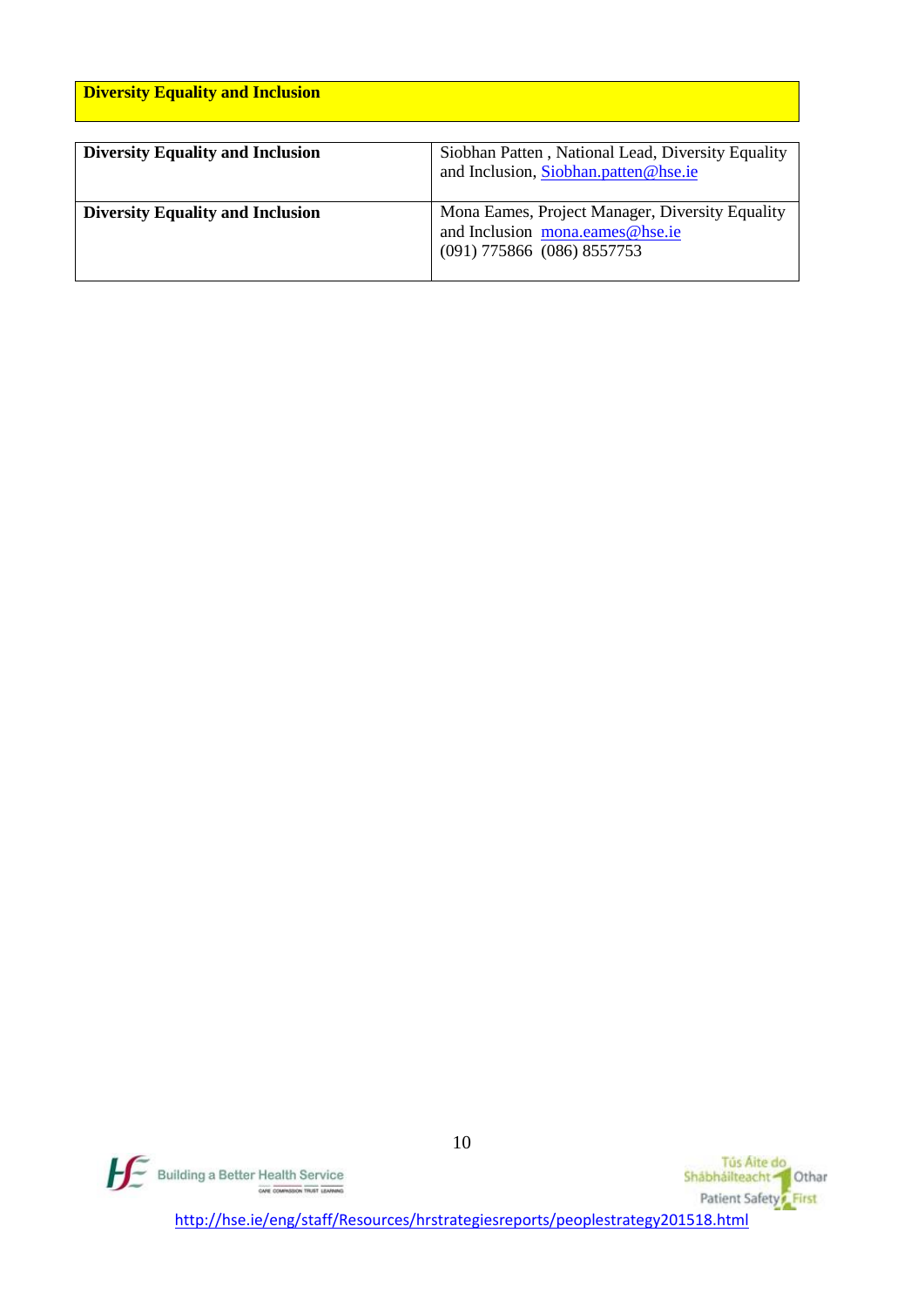| **Diversity Equality and Inclusion** |
|---|

| | |
|---|---|
| **Diversity Equality and Inclusion** | Siobhan Patten , National Lead, Diversity Equality and Inclusion, Siobhan.patten@hse.ie |
| **Diversity Equality and Inclusion** | Mona Eames, Project Manager, Diversity Equality and Inclusion mona.eames@hse.ie (091) 775866 (086) 8557753 |